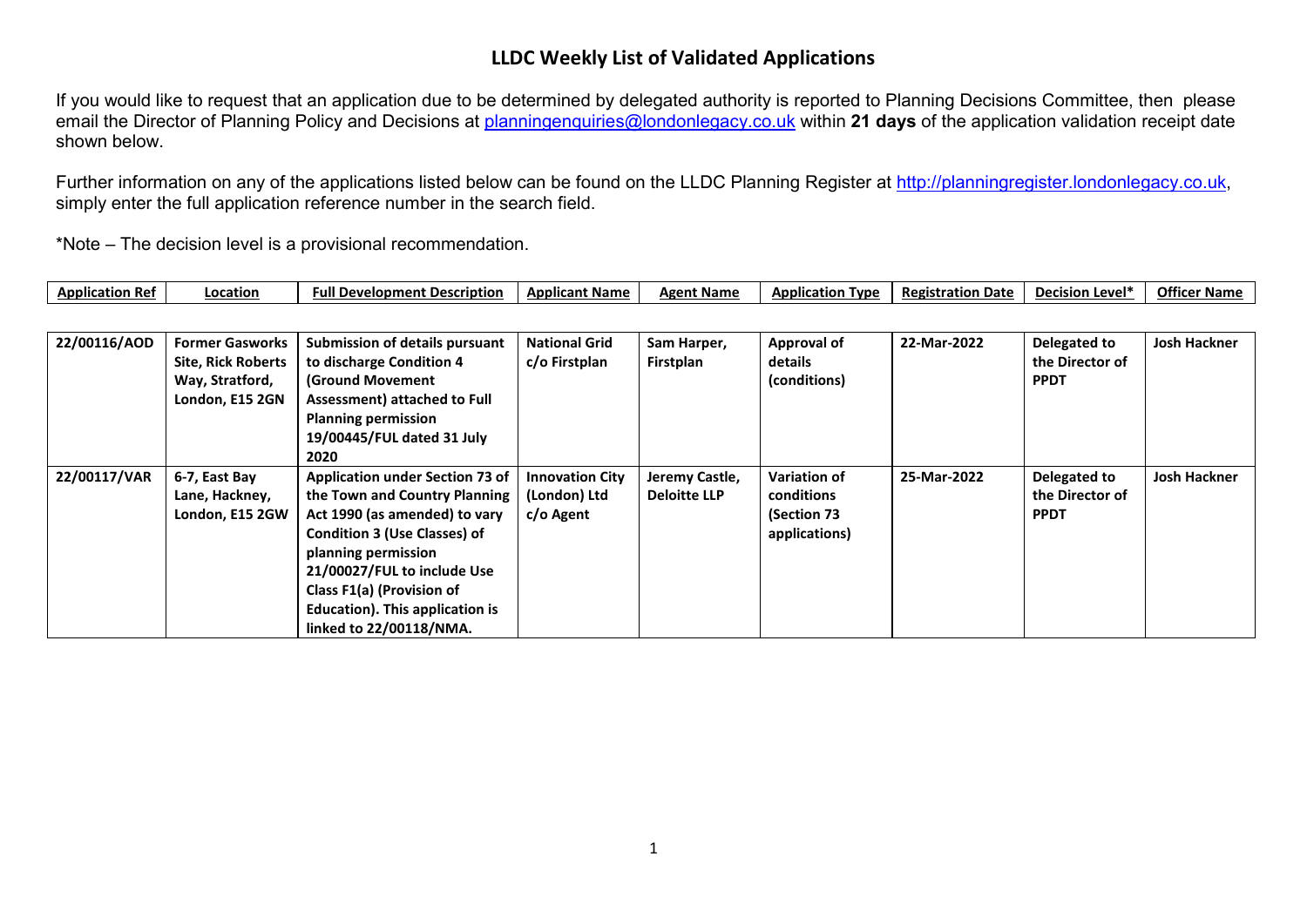# LLDC Weekly List of Validated Applications

If you would like to request that an application due to be determined by delegated authority is reported to Planning Decisions Committee, then please email the Director of Planning Policy and Decisions at planningenquiries@londonlegacy.co.uk within **21 days** of the application validation receipt date shown below.

Further information on any of the applications listed below can be found on the LLDC Planning Register at http://planningregister.londonlegacy.co.uk, simply enter the full application reference number in the search field.

*Note – The decision level is a provisional recommendation.

| Application Ref | Location | Full Development Description | Applicant Name | Agent Name | Application Type | Registration Date | Decision Level* | Officer Name |
|---|---|---|---|---|---|---|---|---|
| **22/00116/AOD** | **Former Gasworks Site, Rick Roberts Way, Stratford, London, E15 2GN** | **Submission of details pursuant to discharge Condition 4 (Ground Movement Assessment) attached to Full Planning permission 19/00445/FUL dated 31 July 2020** | **National Grid c/o Firstplan** | **Sam Harper, Firstplan** | **Approval of details (conditions)** | **22-Mar-2022** | **Delegated to the Director of PPDT** | **Josh Hackner** |
| **22/00117/VAR** | **6-7, East Bay Lane, Hackney, London, E15 2GW** | **Application under Section 73 of the Town and Country Planning Act 1990 (as amended) to vary Condition 3 (Use Classes) of planning permission 21/00027/FUL to include Use Class F1(a) (Provision of Education). This application is linked to 22/00118/NMA.** | **Innovation City (London) Ltd c/o Agent** | **Jeremy Castle, Deloitte LLP** | **Variation of conditions (Section 73 applications)** | **25-Mar-2022** | **Delegated to the Director of PPDT** | **Josh Hackner** |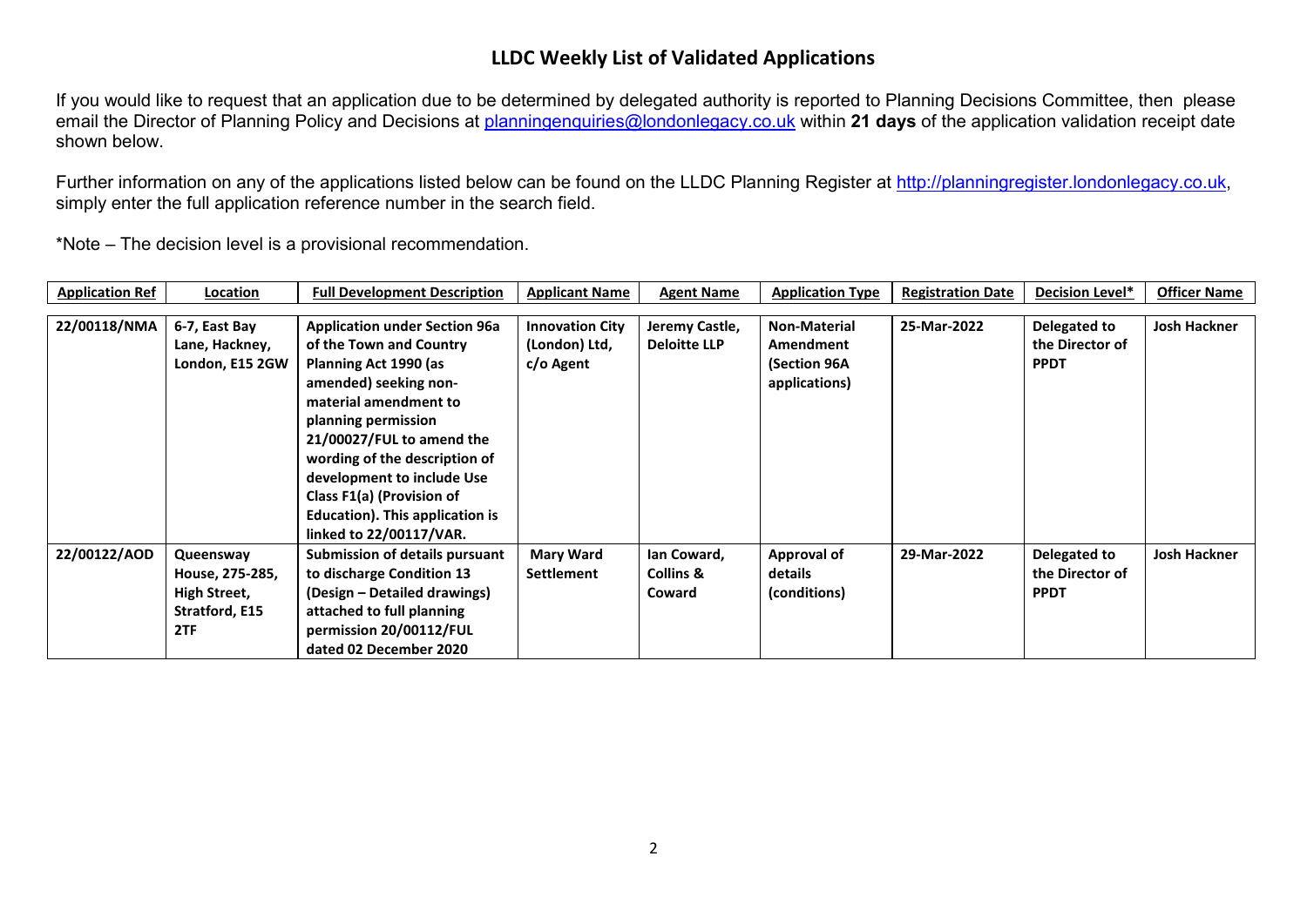# LLDC Weekly List of Validated Applications

If you would like to request that an application due to be determined by delegated authority is reported to Planning Decisions Committee, then please email the Director of Planning Policy and Decisions at planningenquiries@londonlegacy.co.uk within **21 days** of the application validation receipt date shown below.

Further information on any of the applications listed below can be found on the LLDC Planning Register at http://planningregister.londonlegacy.co.uk, simply enter the full application reference number in the search field.

*Note – The decision level is a provisional recommendation.

| Application Ref | Location | Full Development Description | Applicant Name | Agent Name | Application Type | Registration Date | Decision Level* | Officer Name |
|---|---|---|---|---|---|---|---|---|
| 22/00118/NMA | 6-7, East Bay Lane, Hackney, London, E15 2GW | Application under Section 96a of the Town and Country Planning Act 1990 (as amended) seeking non-material amendment to planning permission 21/00027/FUL to amend the wording of the description of development to include Use Class F1(a) (Provision of Education). This application is linked to 22/00117/VAR. | Innovation City (London) Ltd, c/o Agent | Jeremy Castle, Deloitte LLP | Non-Material Amendment (Section 96A applications) | 25-Mar-2022 | Delegated to the Director of PPDT | Josh Hackner |
| 22/00122/AOD | Queensway House, 275-285, High Street, Stratford, E15 2TF | Submission of details pursuant to discharge Condition 13 (Design – Detailed drawings) attached to full planning permission 20/00112/FUL dated 02 December 2020 | Mary Ward Settlement | Ian Coward, Collins & Coward | Approval of details (conditions) | 29-Mar-2022 | Delegated to the Director of PPDT | Josh Hackner |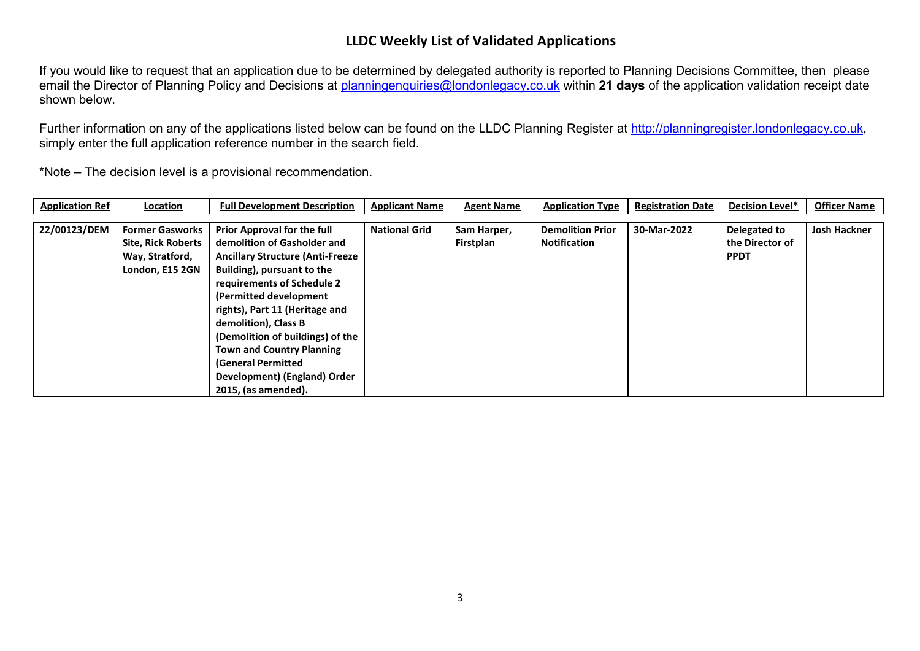# LLDC Weekly List of Validated Applications

If you would like to request that an application due to be determined by delegated authority is reported to Planning Decisions Committee, then please email the Director of Planning Policy and Decisions at planningenquiries@londonlegacy.co.uk within **21 days** of the application validation receipt date shown below.

Further information on any of the applications listed below can be found on the LLDC Planning Register at http://planningregister.londonlegacy.co.uk, simply enter the full application reference number in the search field.

*Note – The decision level is a provisional recommendation.

| Application Ref | Location | Full Development Description | Applicant Name | Agent Name | Application Type | Registration Date | Decision Level* | Officer Name |
|---|---|---|---|---|---|---|---|---|
| 22/00123/DEM | Former Gasworks Site, Rick Roberts Way, Stratford, London, E15 2GN | Prior Approval for the full demolition of Gasholder and Ancillary Structure (Anti-Freeze Building), pursuant to the requirements of Schedule 2 (Permitted development rights), Part 11 (Heritage and demolition), Class B (Demolition of buildings) of the Town and Country Planning (General Permitted Development) (England) Order 2015, (as amended). | National Grid | Sam Harper, Firstplan | Demolition Prior Notification | 30-Mar-2022 | Delegated to the Director of PPDT | Josh Hackner |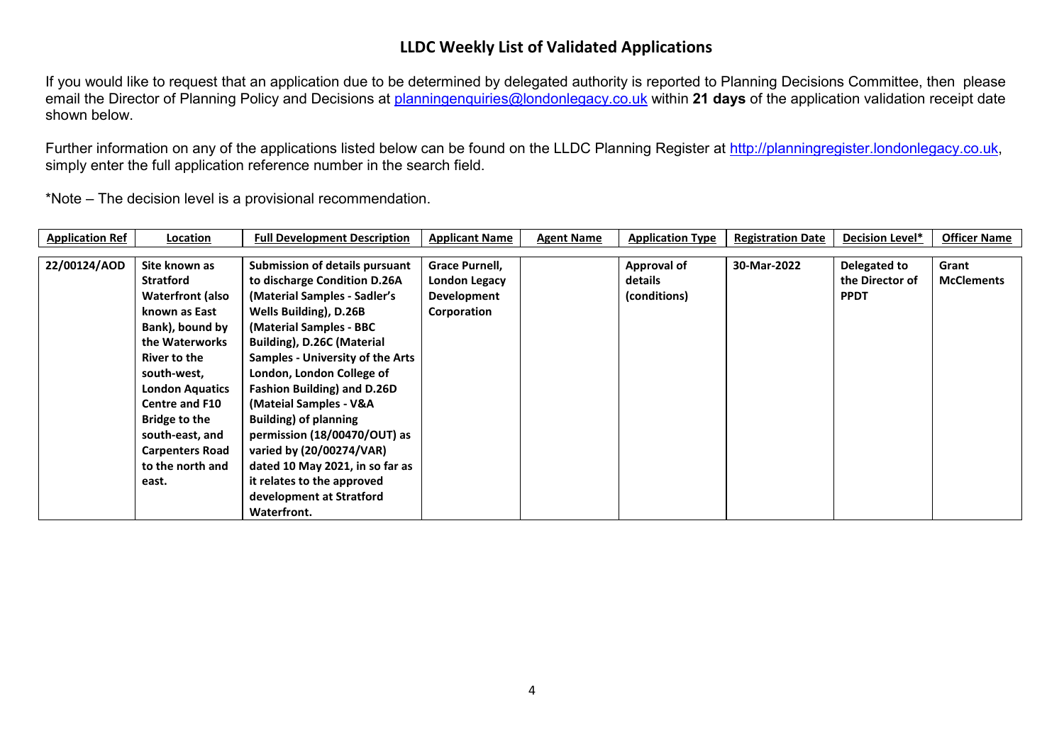# LLDC Weekly List of Validated Applications

If you would like to request that an application due to be determined by delegated authority is reported to Planning Decisions Committee, then please email the Director of Planning Policy and Decisions at planningenquiries@londonlegacy.co.uk within **21 days** of the application validation receipt date shown below.

Further information on any of the applications listed below can be found on the LLDC Planning Register at http://planningregister.londonlegacy.co.uk, simply enter the full application reference number in the search field.

*Note – The decision level is a provisional recommendation.

| Application Ref | Location | Full Development Description | Applicant Name | Agent Name | Application Type | Registration Date | Decision Level* | Officer Name |
|---|---|---|---|---|---|---|---|---|
| **22/00124/AOD** | **Site known as Stratford Waterfront (also known as East Bank), bound by the Waterworks River to the south-west, London Aquatics Centre and F10 Bridge to the south-east, and Carpenters Road to the north and east.** | **Submission of details pursuant to discharge Condition D.26A (Material Samples - Sadler's Wells Building), D.26B (Material Samples - BBC Building), D.26C (Material Samples - University of the Arts London, London College of Fashion Building) and D.26D (Mateial Samples - V&A Building) of planning permission (18/00470/OUT) as varied by (20/00274/VAR) dated 10 May 2021, in so far as it relates to the approved development at Stratford Waterfront.** | **Grace Purnell, London Legacy Development Corporation** | | **Approval of details (conditions)** | **30-Mar-2022** | **Delegated to the Director of PPDT** | **Grant McClements** |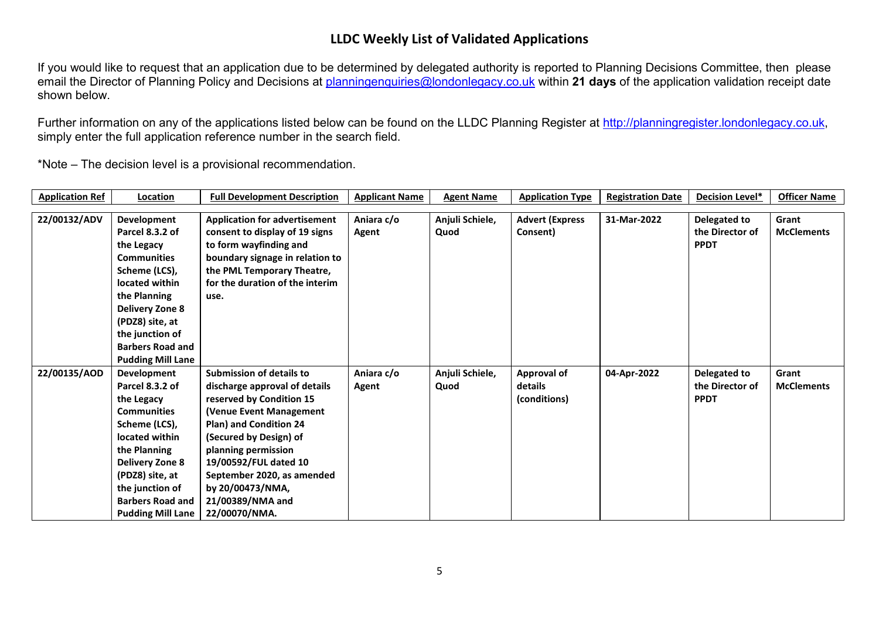# LLDC Weekly List of Validated Applications

If you would like to request that an application due to be determined by delegated authority is reported to Planning Decisions Committee, then please email the Director of Planning Policy and Decisions at planningenquiries@londonlegacy.co.uk within **21 days** of the application validation receipt date shown below.

Further information on any of the applications listed below can be found on the LLDC Planning Register at http://planningregister.londonlegacy.co.uk, simply enter the full application reference number in the search field.

*Note – The decision level is a provisional recommendation.

| Application Ref | Location | Full Development Description | Applicant Name | Agent Name | Application Type | Registration Date | Decision Level* | Officer Name |
|---|---|---|---|---|---|---|---|---|
| 22/00132/ADV | Development Parcel 8.3.2 of the Legacy Communities Scheme (LCS), located within the Planning Delivery Zone 8 (PDZ8) site, at the junction of Barbers Road and Pudding Mill Lane | Application for advertisement consent to display of 19 signs to form wayfinding and boundary signage in relation to the PML Temporary Theatre, for the duration of the interim use. | Aniara c/o Agent | Anjuli Schiele, Quod | Advert (Express Consent) | 31-Mar-2022 | Delegated to the Director of PPDT | Grant McClements |
| 22/00135/AOD | Development Parcel 8.3.2 of the Legacy Communities Scheme (LCS), located within the Planning Delivery Zone 8 (PDZ8) site, at the junction of Barbers Road and Pudding Mill Lane | Submission of details to discharge approval of details reserved by Condition 15 (Venue Event Management Plan) and Condition 24 (Secured by Design) of planning permission 19/00592/FUL dated 10 September 2020, as amended by 20/00473/NMA, 21/00389/NMA and 22/00070/NMA. | Aniara c/o Agent | Anjuli Schiele, Quod | Approval of details (conditions) | 04-Apr-2022 | Delegated to the Director of PPDT | Grant McClements |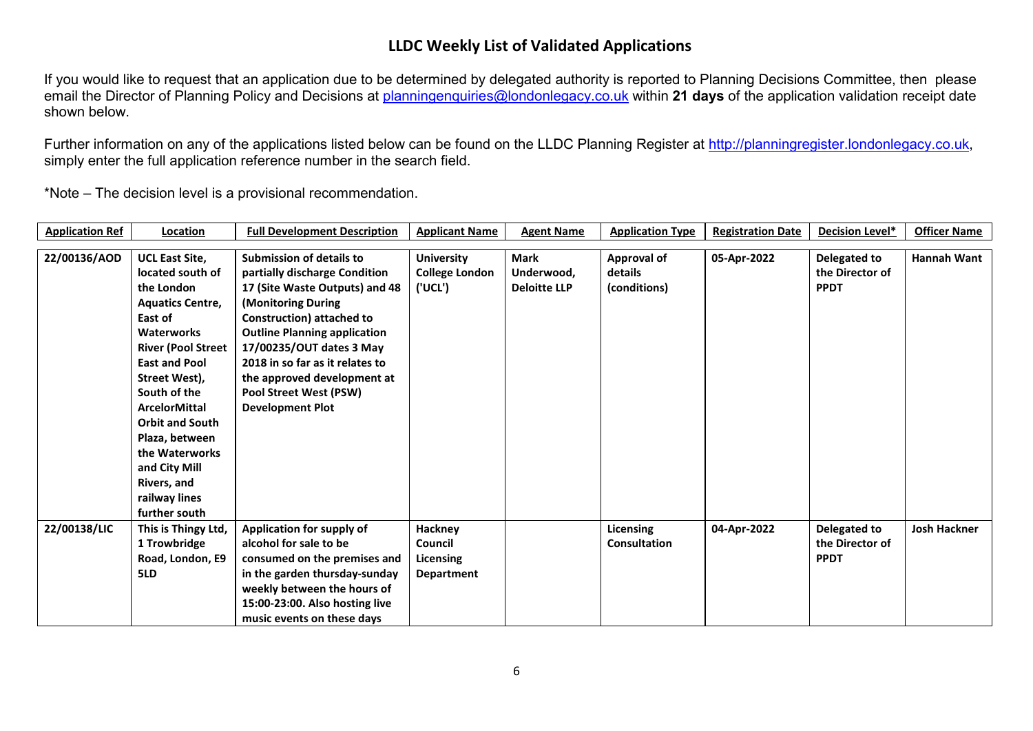# LLDC Weekly List of Validated Applications

If you would like to request that an application due to be determined by delegated authority is reported to Planning Decisions Committee, then please email the Director of Planning Policy and Decisions at planningenquiries@londonlegacy.co.uk within **21 days** of the application validation receipt date shown below.

Further information on any of the applications listed below can be found on the LLDC Planning Register at http://planningregister.londonlegacy.co.uk, simply enter the full application reference number in the search field.

*Note – The decision level is a provisional recommendation.

| Application Ref | Location | Full Development Description | Applicant Name | Agent Name | Application Type | Registration Date | Decision Level* | Officer Name |
|---|---|---|---|---|---|---|---|---|
| **22/00136/AOD** | **UCL East Site, located south of the London Aquatics Centre, East of Waterworks River (Pool Street East and Pool Street West), South of the ArcelorMittal Orbit and South Plaza, between the Waterworks and City Mill Rivers, and railway lines further south** | **Submission of details to partially discharge Condition 17 (Site Waste Outputs) and 48 (Monitoring During Construction) attached to Outline Planning application 17/00235/OUT dates 3 May 2018 in so far as it relates to the approved development at Pool Street West (PSW) Development Plot** | **University College London ('UCL')** | **Mark Underwood, Deloitte LLP** | **Approval of details (conditions)** | **05-Apr-2022** | **Delegated to the Director of PPDT** | **Hannah Want** |
| **22/00138/LIC** | **This is Thingy Ltd, 1 Trowbridge Road, London, E9 5LD** | **Application for supply of alcohol for sale to be consumed on the premises and in the garden thursday-sunday weekly between the hours of 15:00-23:00. Also hosting live music events on these days** | **Hackney Council Licensing Department** | | **Licensing Consultation** | **04-Apr-2022** | **Delegated to the Director of PPDT** | **Josh Hackner** |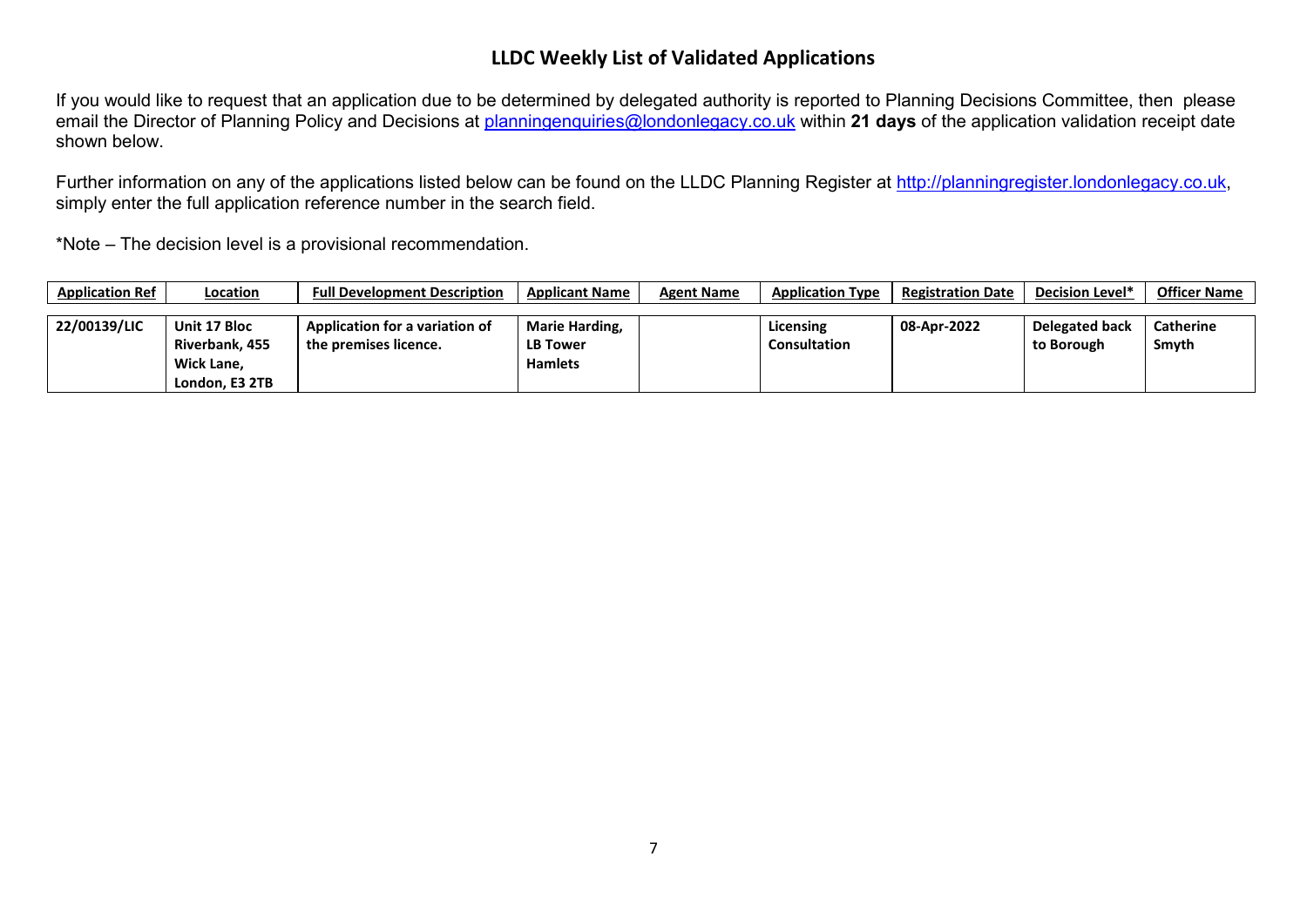## LLDC Weekly List of Validated Applications

If you would like to request that an application due to be determined by delegated authority is reported to Planning Decisions Committee, then please email the Director of Planning Policy and Decisions at planningenquiries@londonlegacy.co.uk within **21 days** of the application validation receipt date shown below.

Further information on any of the applications listed below can be found on the LLDC Planning Register at http://planningregister.londonlegacy.co.uk, simply enter the full application reference number in the search field.

*Note – The decision level is a provisional recommendation.

| Application Ref | Location | Full Development Description | Applicant Name | Agent Name | Application Type | Registration Date | Decision Level* | Officer Name |
|---|---|---|---|---|---|---|---|---|
| 22/00139/LIC | Unit 17 Bloc Riverbank, 455 Wick Lane, London, E3 2TB | Application for a variation of the premises licence. | Marie Harding, LB Tower Hamlets | | Licensing Consultation | 08-Apr-2022 | Delegated back to Borough | Catherine Smyth |